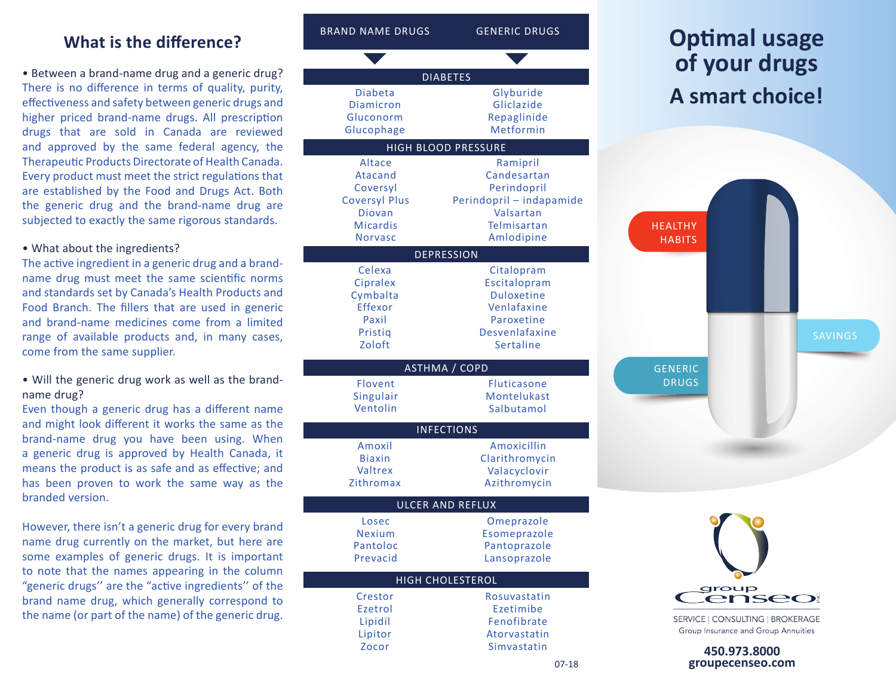## What is the difference?

• Between a brand-name drug and a generic drug?

There is no difference in terms of quality, purity, effectiveness and safety between generic drugs and higher priced brand-name drugs. All prescription drugs that are sold in Canada are reviewed and approved by the same federal agency, the Therapeutic Products Directorate of Health Canada. Every product must meet the strict regulations that are established by the Food and Drugs Act. Both the generic drug and the brand-name drug are subjected to exactly the same rigorous standards.

• What about the ingredients?

The active ingredient in a generic drug and a brand-name drug must meet the same scientific norms and standards set by Canada's Health Products and Food Branch. The fillers that are used in generic and brand-name medicines come from a limited range of available products and, in many cases, come from the same supplier.

• Will the generic drug work as well as the brand-name drug?

Even though a generic drug has a different name and might look different it works the same as the brand-name drug you have been using. When a generic drug is approved by Health Canada, it means the product is as safe and as effective; and has been proven to work the same way as the branded version.

However, there isn't a generic drug for every brand name drug currently on the market, but here are some examples of generic drugs. It is important to note that the names appearing in the column "generic drugs" are the "active ingredients" of the brand name drug, which generally correspond to the name (or part of the name) of the generic drug.

| BRAND NAME DRUGS | GENERIC DRUGS |
|---|---|
| **DIABETES** | |
| Diabeta | Glyburide |
| Diamicron | Gliclazide |
| Gluconorm | Repaglinide |
| Glucophage | Metformin |
| **HIGH BLOOD PRESSURE** | |
| Altace | Ramipril |
| Atacand | Candesartan |
| Coversyl | Perindopril |
| Coversyl Plus | Perindopril – indapamide |
| Diovan | Valsartan |
| Micardis | Telmisartan |
| Norvasc | Amlodipine |
| **DEPRESSION** | |
| Celexa | Citalopram |
| Cipralex | Escitalopram |
| Cymbalta | Duloxetine |
| Effexor | Venlafaxine |
| Paxil | Paroxetine |
| Pristiq | Desvenlafaxine |
| Zoloft | Sertaline |
| **ASTHMA / COPD** | |
| Flovent | Fluticasone |
| Singulair | Montelukast |
| Ventolin | Salbutamol |
| **INFECTIONS** | |
| Amoxil | Amoxicillin |
| Biaxin | Clarithromycin |
| Valtrex | Valacyclovir |
| Zithromax | Azithromycin |
| **ULCER AND REFLUX** | |
| Losec | Omeprazole |
| Nexium | Esomeprazole |
| Pantoloc | Pantoprazole |
| Prevacid | Lansoprazole |
| **HIGH CHOLESTEROL** | |
| Crestor | Rosuvastatin |
| Ezetrol | Ezetimibe |
| Lipidil | Fenofibrate |
| Lipitor | Atorvastatin |
| Zocor | Simvastatin |

07-18

# Optimal usage of your drugs

## A smart choice!

HEALTHY HABITS

SAVINGS

GENERIC DRUGS

group Censeo inc.

SERVICE | CONSULTING | BROKERAGE
Group Insurance and Group Annuities

**450.973.8000**
**groupecenseo.com**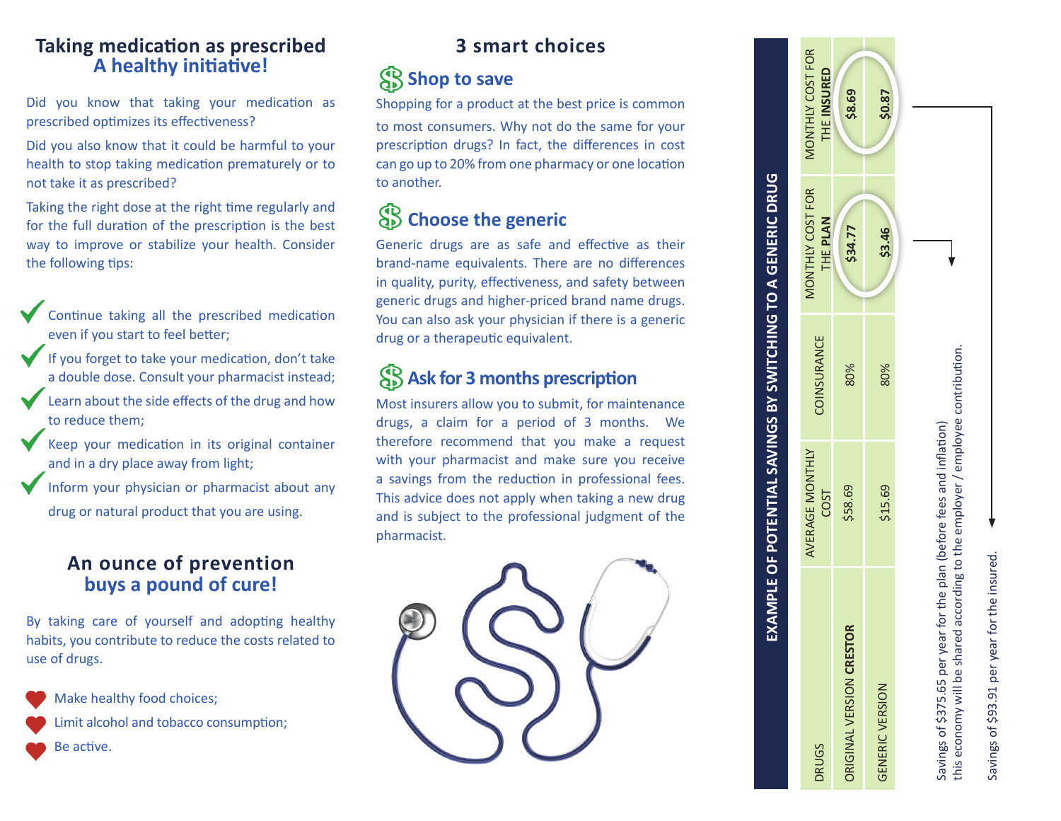## Taking medication as prescribed
## A healthy initiative!

Did you know that taking your medication as prescribed optimizes its effectiveness?

Did you also know that it could be harmful to your health to stop taking medication prematurely or to not take it as prescribed?

Taking the right dose at the right time regularly and for the full duration of the prescription is the best way to improve or stabilize your health. Consider the following tips:

- Continue taking all the prescribed medication even if you start to feel better;
- If you forget to take your medication, don't take a double dose. Consult your pharmacist instead;
- Learn about the side effects of the drug and how to reduce them;
- Keep your medication in its original container and in a dry place away from light;
- Inform your physician or pharmacist about any drug or natural product that you are using.

## An ounce of prevention
## buys a pound of cure!

By taking care of yourself and adopting healthy habits, you contribute to reduce the costs related to use of drugs.

- Make healthy food choices;
- Limit alcohol and tobacco consumption;
- Be active.

## 3 smart choices

### Shop to save

Shopping for a product at the best price is common to most consumers. Why not do the same for your prescription drugs? In fact, the differences in cost can go up to 20% from one pharmacy or one location to another.

### Choose the generic

Generic drugs are as safe and effective as their brand-name equivalents. There are no differences in quality, purity, effectiveness, and safety between generic drugs and higher-priced brand name drugs. You can also ask your physician if there is a generic drug or a therapeutic equivalent.

### Ask for 3 months prescription

Most insurers allow you to submit, for maintenance drugs, a claim for a period of 3 months. We therefore recommend that you make a request with your pharmacist and make sure you receive a savings from the reduction in professional fees. This advice does not apply when taking a new drug and is subject to the professional judgment of the pharmacist.

## EXAMPLE OF POTENTIAL SAVINGS BY SWITCHING TO A GENERIC DRUG

| DRUGS | AVERAGE MONTHLY COST | COINSURANCE | MONTHLY COST FOR THE **PLAN** | MONTHLY COST FOR THE **INSURED** |
|---|---|---|---|---|
| ORIGINAL VERSION **CRESTOR** | $58.69 | 80% | **$34.77** | **$8.69** |
| GENERIC VERSION | $15.69 | 80% | **$3.46** | **$0.87** |

Savings of $375.65 per year for the plan (before fees and inflation) this economy will be shared according to the employer / employee contribution.

Savings of $93.91 per year for the insured.